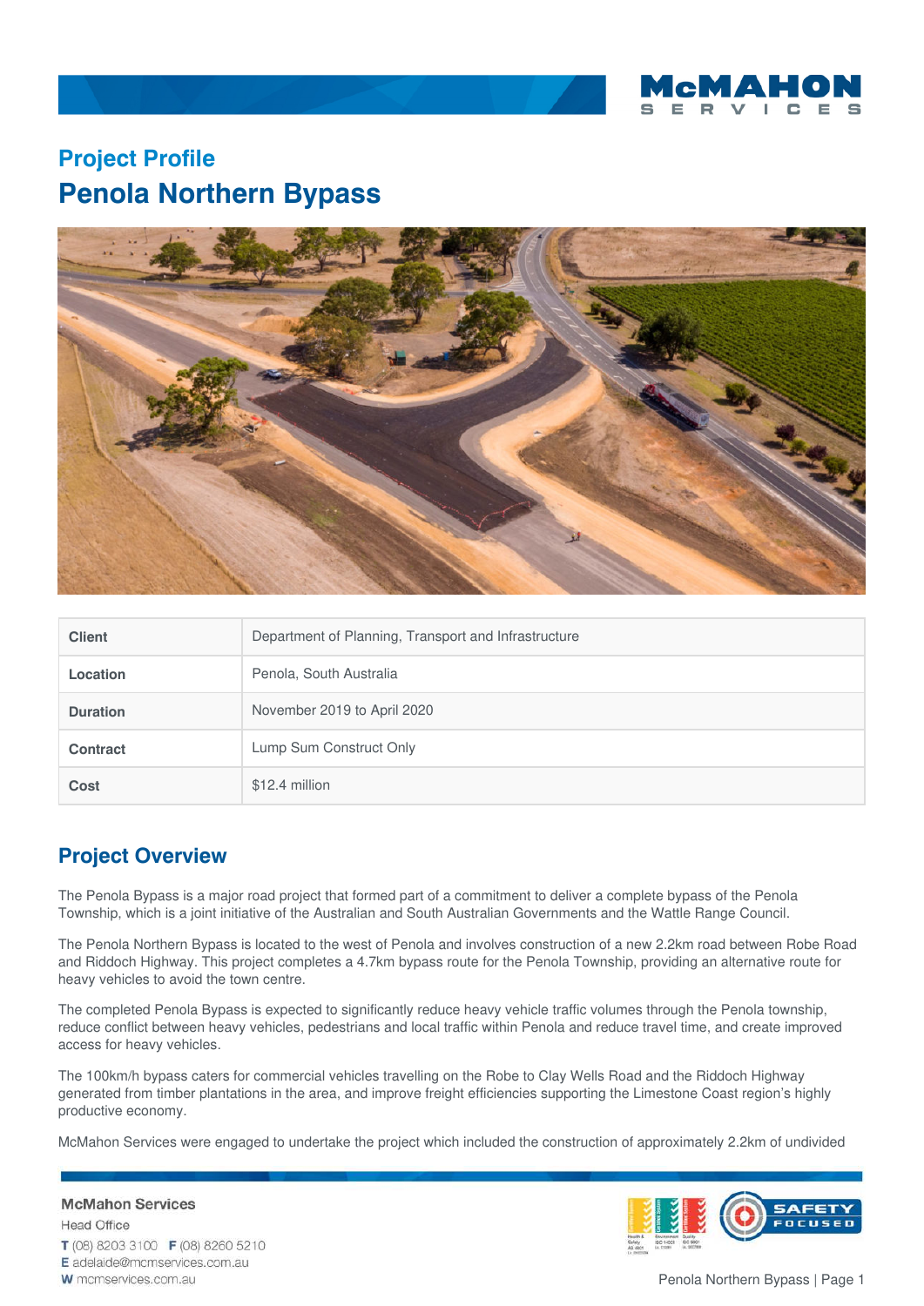## Project Profile

# Penola Northern Bypass

| Client | Department of Planning, Transport and Infrastructure |
|---|---|
| Location | Penola, South Australia |
| Duration | November 2019 to April 2020 |
| Contract | Lump Sum Construct Only |
| Cost | $12.4 million |

## Project Overview

The Penola Bypass is a major road project that formed part of a commitment to deliver a complete bypass of the Penola Township, which is a joint initiative of the Australian and South Australian Governments and the Wattle Range Council.

The Penola Northern Bypass is located to the west of Penola and involves construction of a new 2.2km road between Robe Road and Riddoch Highway. This project completes a 4.7km bypass route for the Penola Township, providing an alternative route for heavy vehicles to avoid the town centre.

The completed Penola Bypass is expected to significantly reduce heavy vehicle traffic volumes through the Penola township, reduce conflict between heavy vehicles, pedestrians and local traffic within Penola and reduce travel time, and create improved access for heavy vehicles.

The 100km/h bypass caters for commercial vehicles travelling on the Robe to Clay Wells Road and the Riddoch Highway generated from timber plantations in the area, and improve freight efficiencies supporting the Limestone Coast region's highly productive economy.

McMahon Services were engaged to undertake the project which included the construction of approximately 2.2km of undivided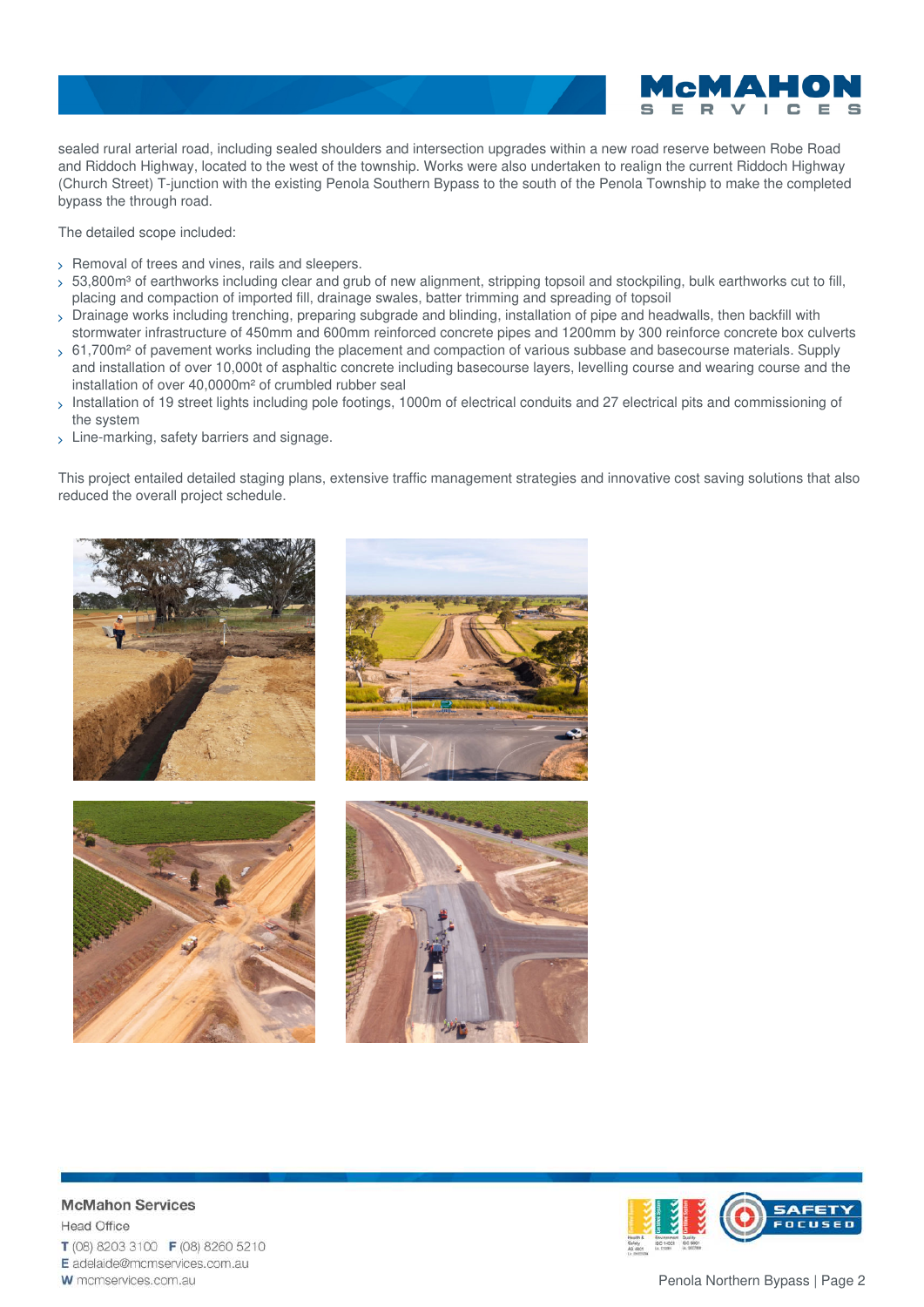sealed rural arterial road, including sealed shoulders and intersection upgrades within a new road reserve between Robe Road and Riddoch Highway, located to the west of the township. Works were also undertaken to realign the current Riddoch Highway (Church Street) T-junction with the existing Penola Southern Bypass to the south of the Penola Township to make the completed bypass the through road.

The detailed scope included:

- Removal of trees and vines, rails and sleepers.
- 53,800m³ of earthworks including clear and grub of new alignment, stripping topsoil and stockpiling, bulk earthworks cut to fill, placing and compaction of imported fill, drainage swales, batter trimming and spreading of topsoil
- Drainage works including trenching, preparing subgrade and blinding, installation of pipe and headwalls, then backfill with stormwater infrastructure of 450mm and 600mm reinforced concrete pipes and 1200mm by 300 reinforce concrete box culverts
- 61,700m² of pavement works including the placement and compaction of various subbase and basecourse materials. Supply and installation of over 10,000t of asphaltic concrete including basecourse layers, levelling course and wearing course and the installation of over 40,0000m² of crumbled rubber seal
- Installation of 19 street lights including pole footings, 1000m of electrical conduits and 27 electrical pits and commissioning of the system
- Line-marking, safety barriers and signage.

This project entailed detailed staging plans, extensive traffic management strategies and innovative cost saving solutions that also reduced the overall project schedule.